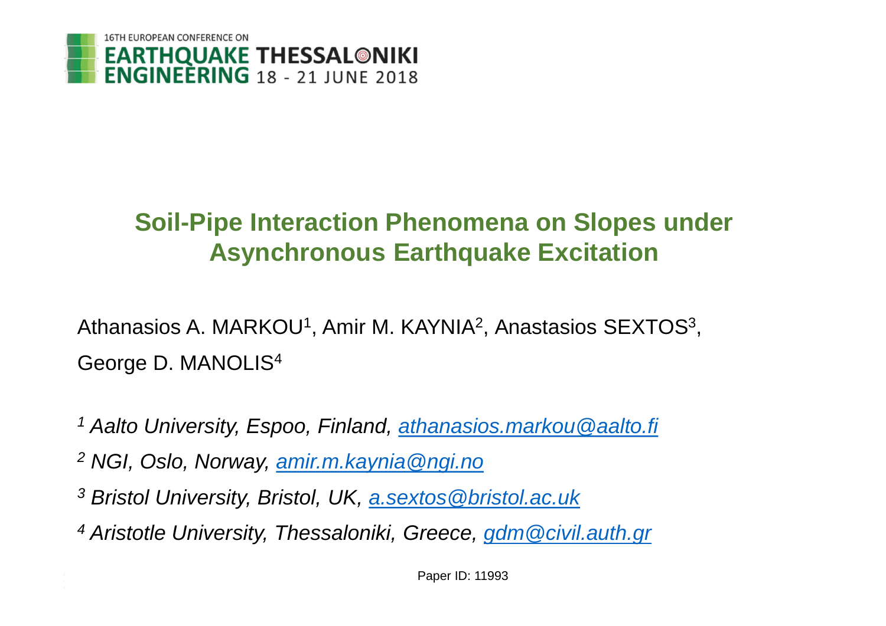16TH EUROPEAN CONFERENCE ON EARTHQUAKE ENGINEERING THESSALONIKI 18 - 21 JUNE 2018

# Soil-Pipe Interaction Phenomena on Slopes under Asynchronous Earthquake Excitation

Athanasios A. MARKOU[1], Amir M. KAYNIA[2], Anastasios SEXTOS[3], George D. MANOLIS[4]

[1] *Aalto University, Espoo, Finland, athanasios.markou@aalto.fi*

[2] *NGI, Oslo, Norway, amir.m.kaynia@ngi.no*

[3] *Bristol University, Bristol, UK, a.sextos@bristol.ac.uk*

[4] *Aristotle University, Thessaloniki, Greece, gdm@civil.auth.gr*

Paper ID: 11993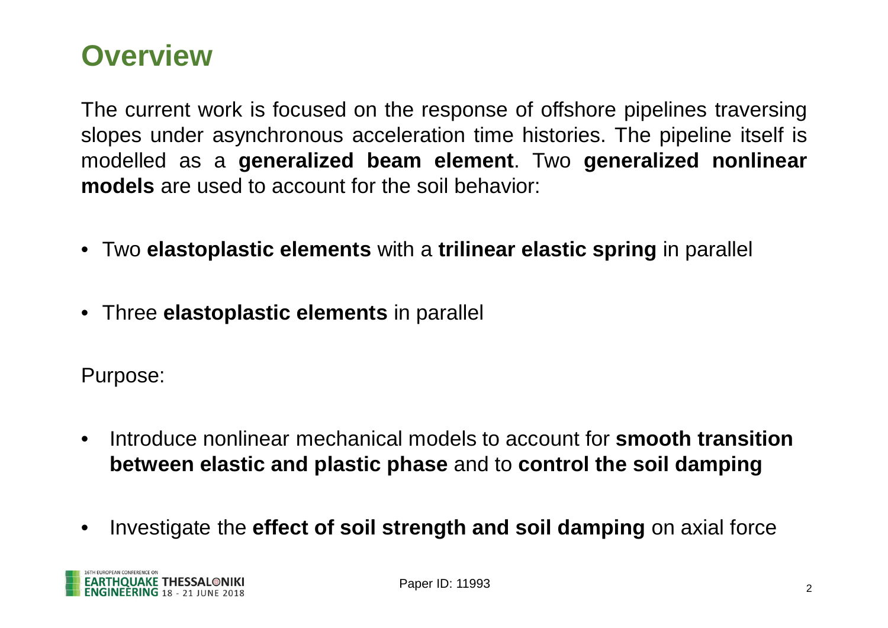## Overview

The current work is focused on the response of offshore pipelines traversing slopes under asynchronous acceleration time histories. The pipeline itself is modelled as a **generalized beam element**. Two **generalized nonlinear models** are used to account for the soil behavior:

- Two **elastoplastic elements** with a **trilinear elastic spring** in parallel
- Three **elastoplastic elements** in parallel

Purpose:

- Introduce nonlinear mechanical models to account for **smooth transition between elastic and plastic phase** and to **control the soil damping**
- Investigate the **effect of soil strength and soil damping** on axial force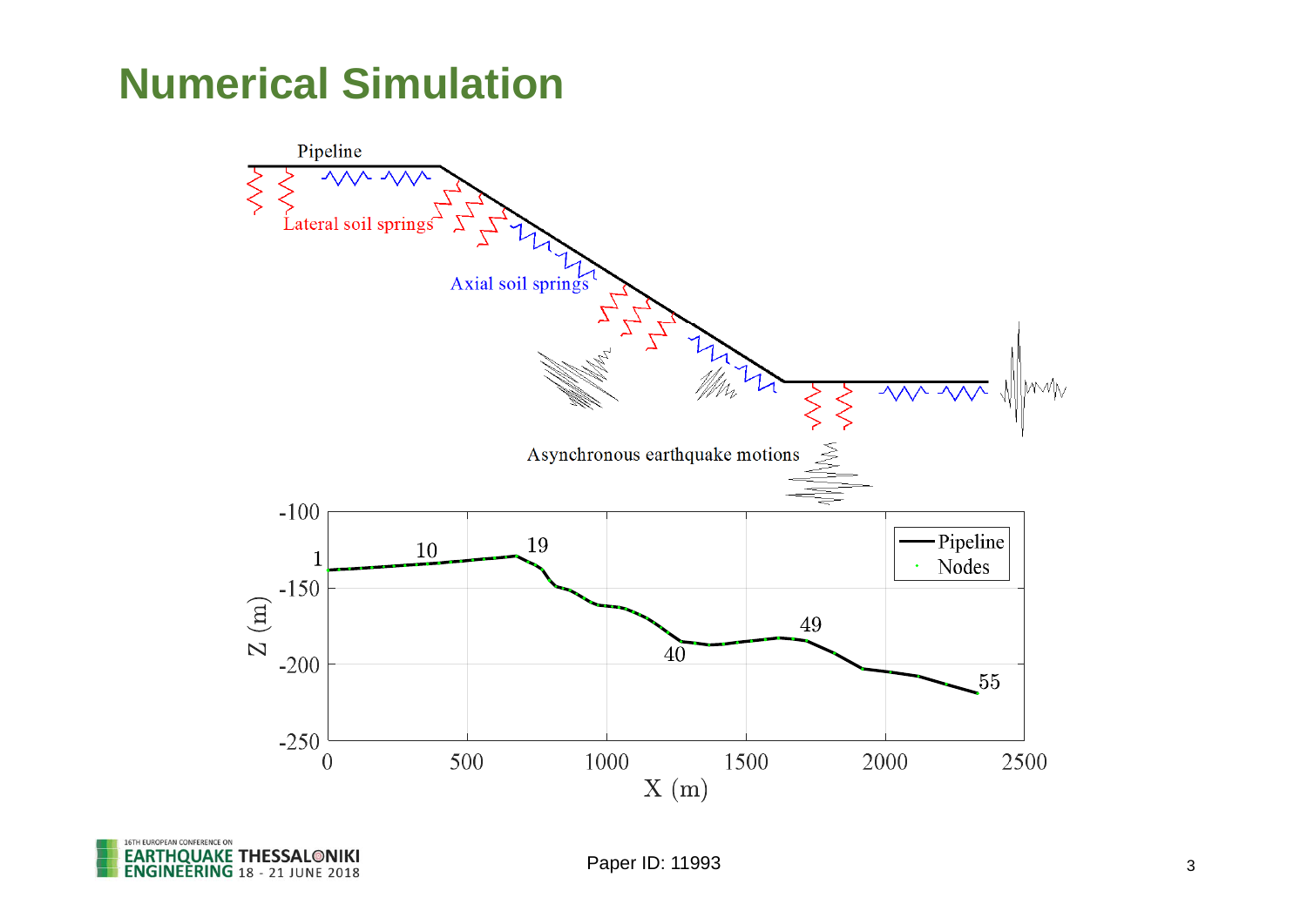# Numerical Simulation

Pipeline

Lateral soil springs

Axial soil springs

Asynchronous earthquake motions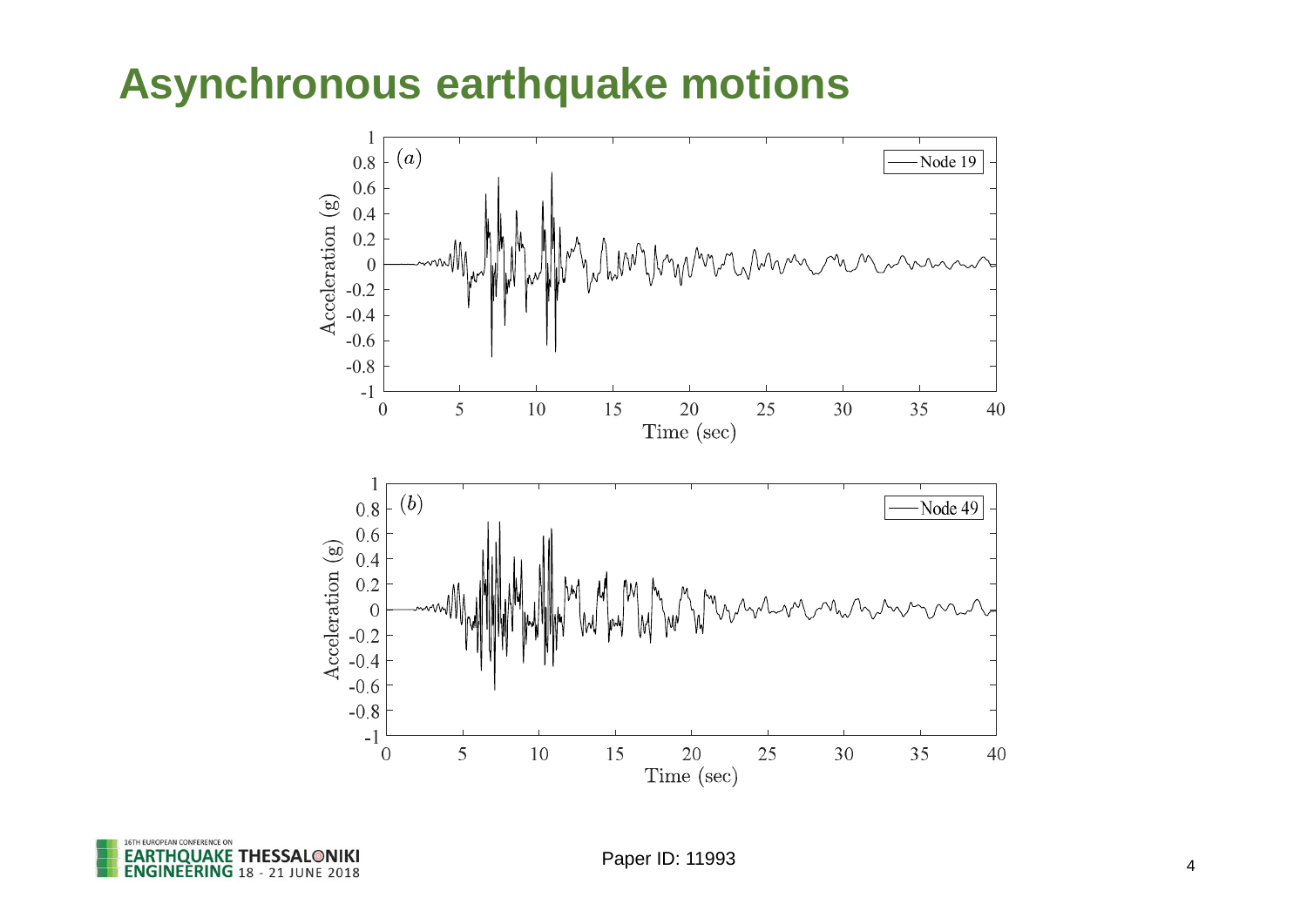# Asynchronous earthquake motions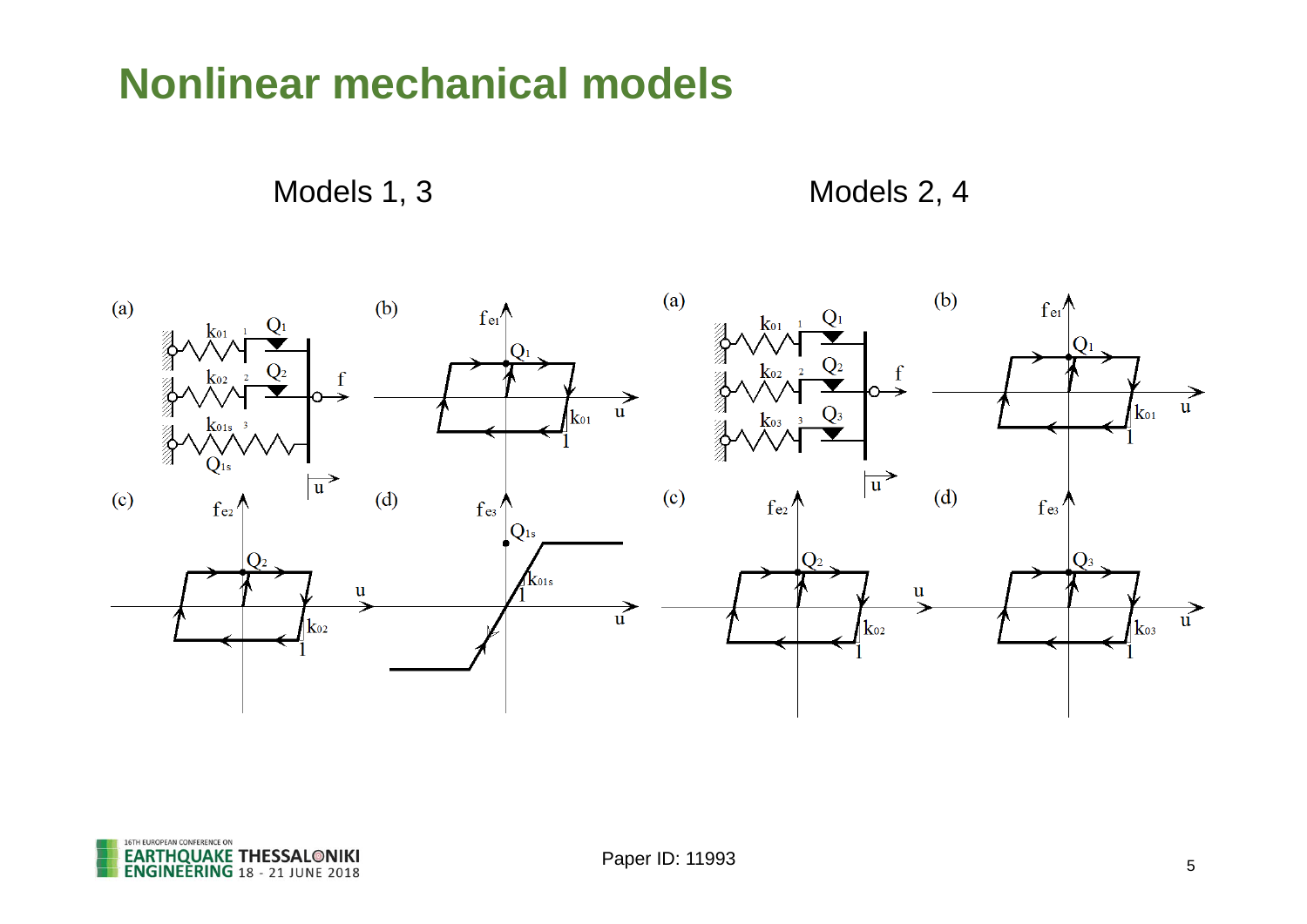# Nonlinear mechanical models

Models 1, 3

Models 2, 4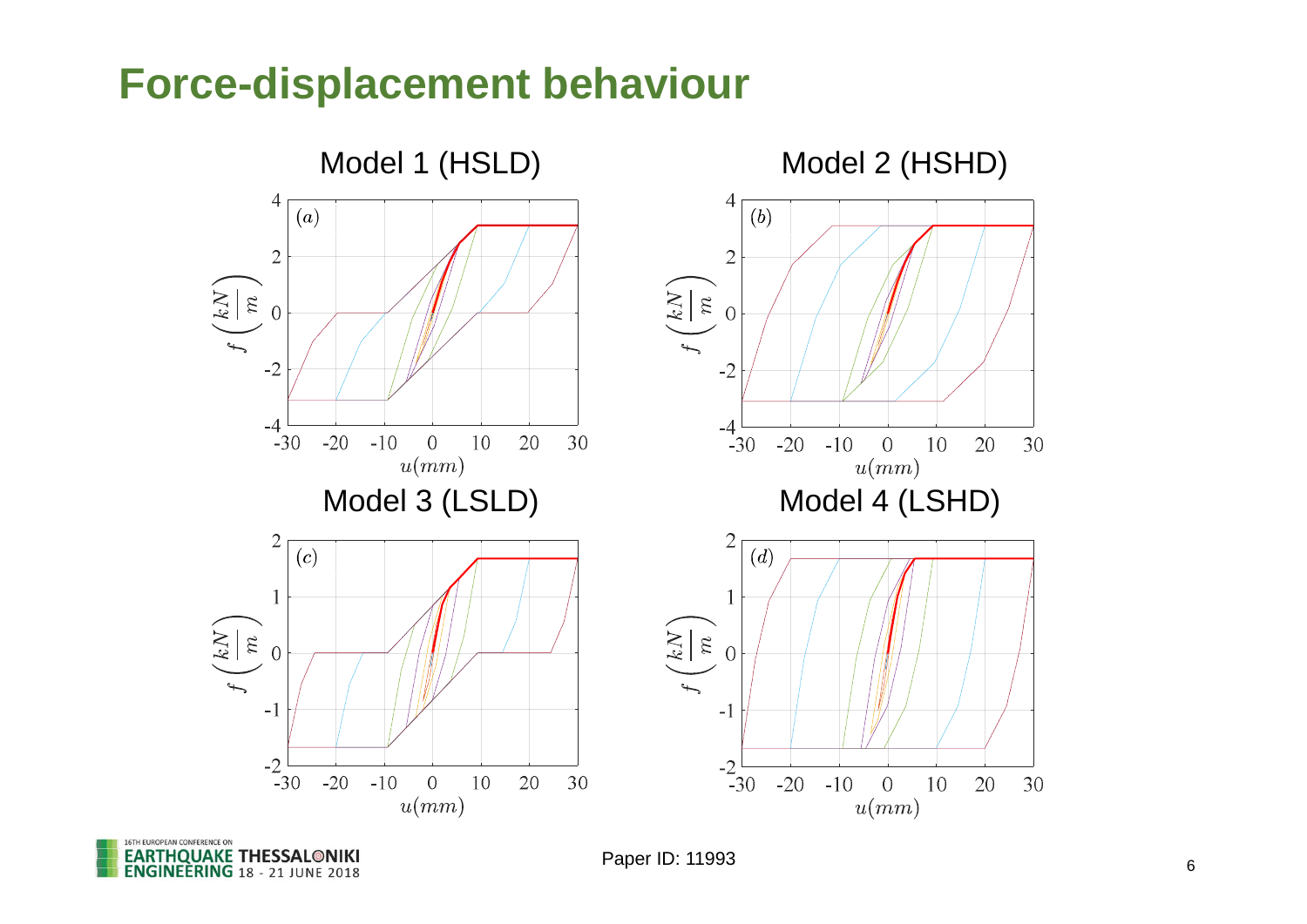# Force-displacement behaviour

Model 1 (HSLD)

Model 2 (HSHD)

Model 3 (LSLD)

Model 4 (LSHD)

Paper ID: 11993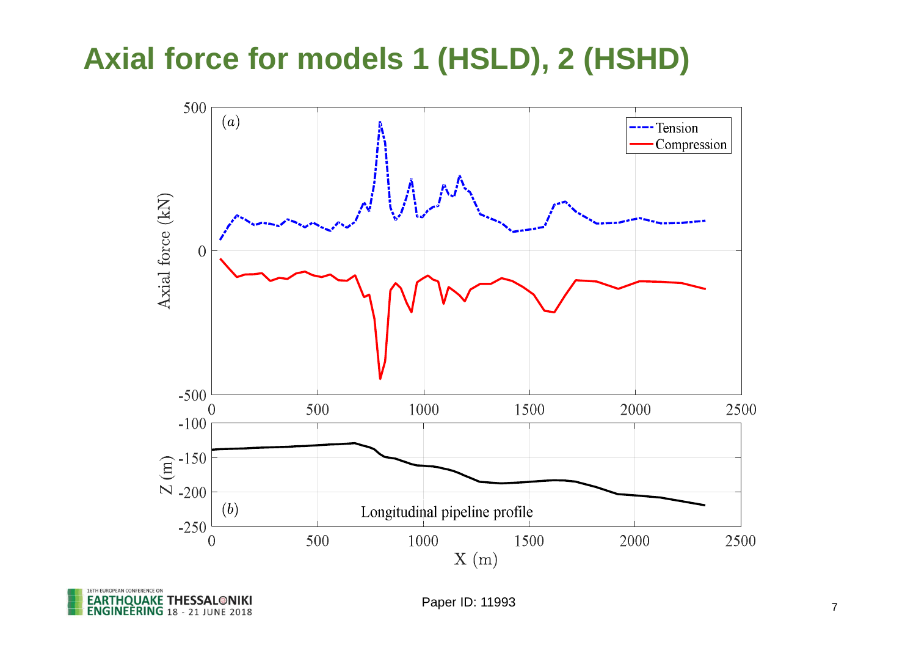# Axial force for models 1 (HSLD), 2 (HSHD)

Paper ID: 11993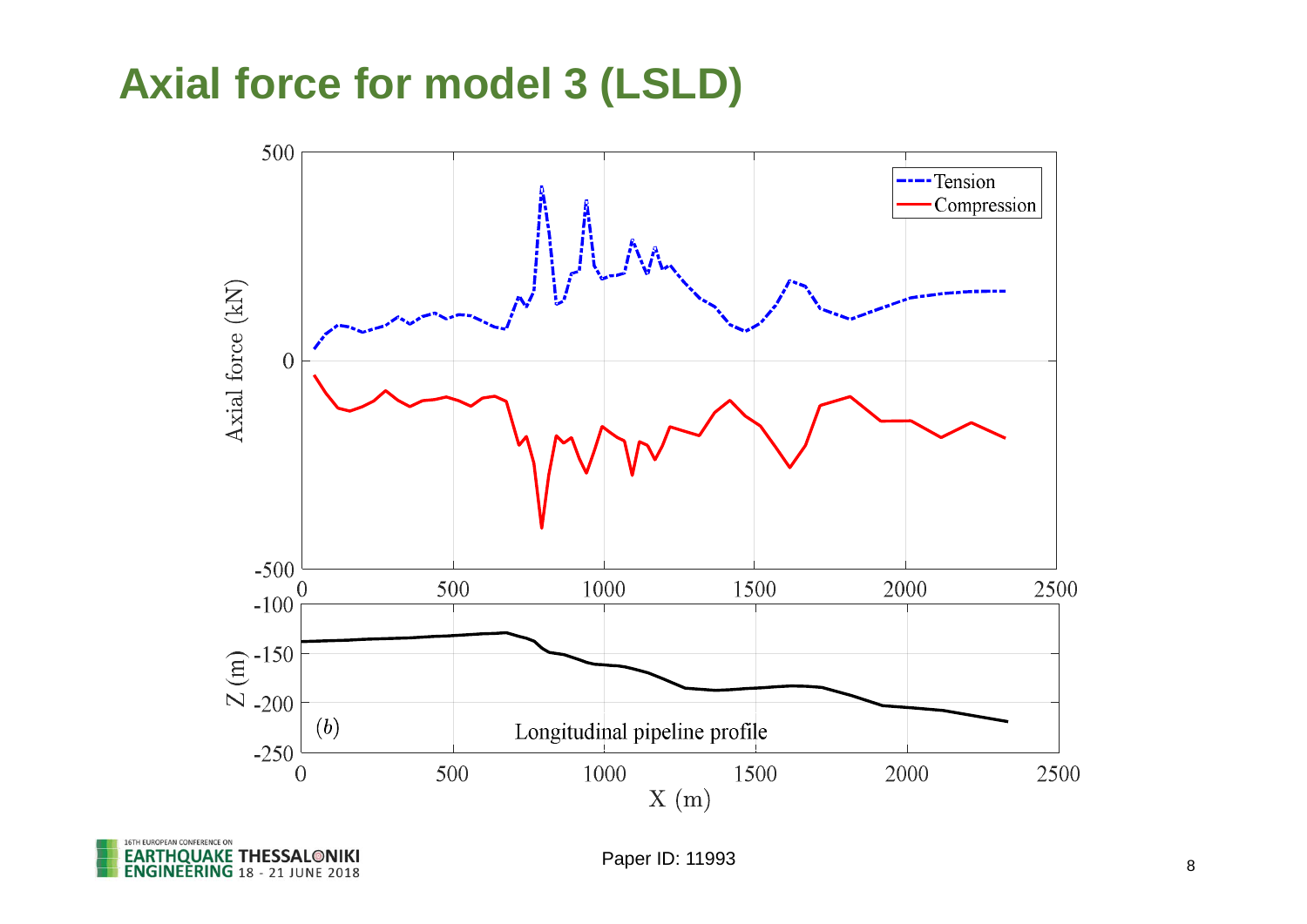# Axial force for model 3 (LSLD)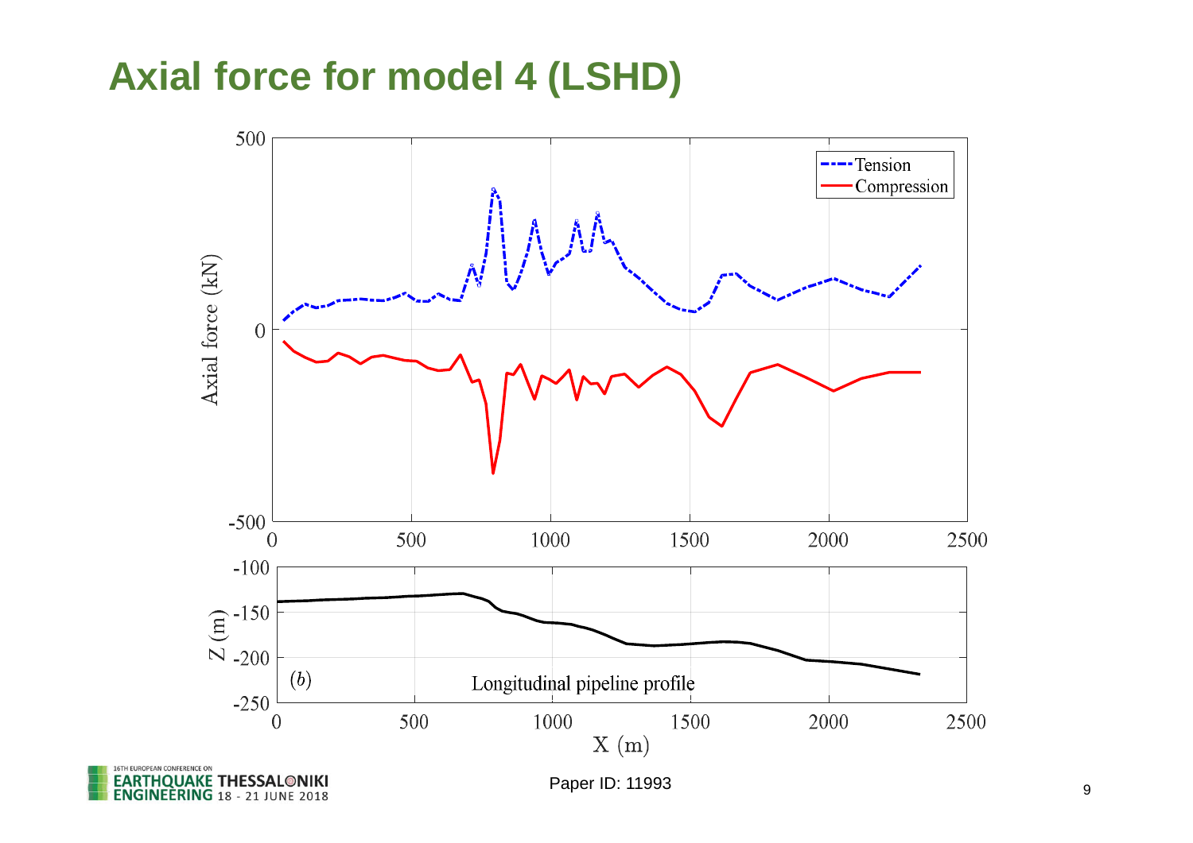# Axial force for model 4 (LSHD)

Paper ID: 11993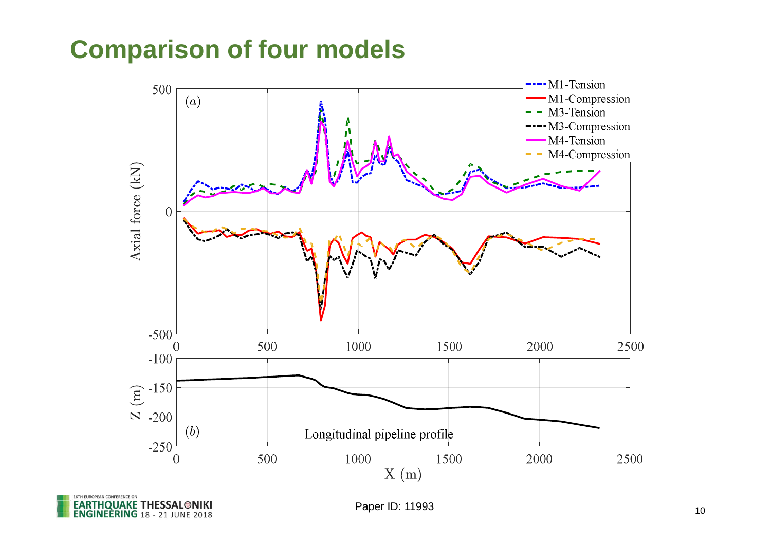# Comparison of four models

(a)

Axial force (kN)

M1-Tension
M1-Compression
M3-Tension
M3-Compression
M4-Tension
M4-Compression

(b) Longitudinal pipeline profile

Z (m)

X (m)

Paper ID: 11993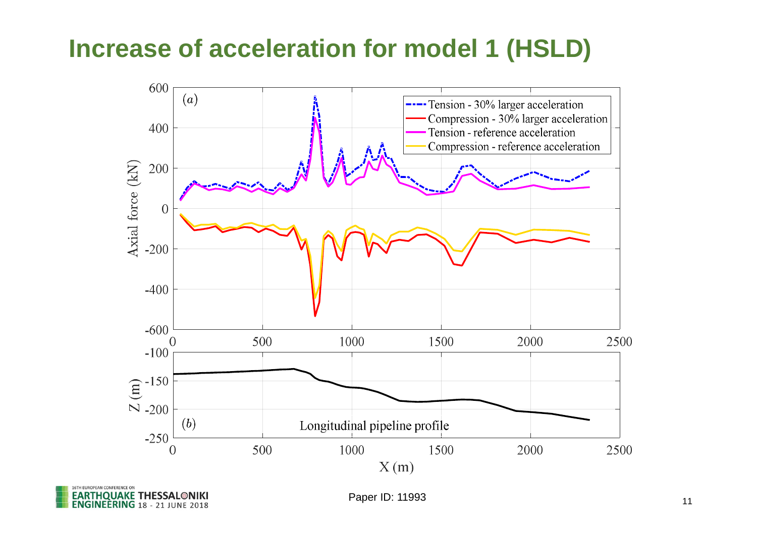# Increase of acceleration for model 1 (HSLD)

Paper ID: 11993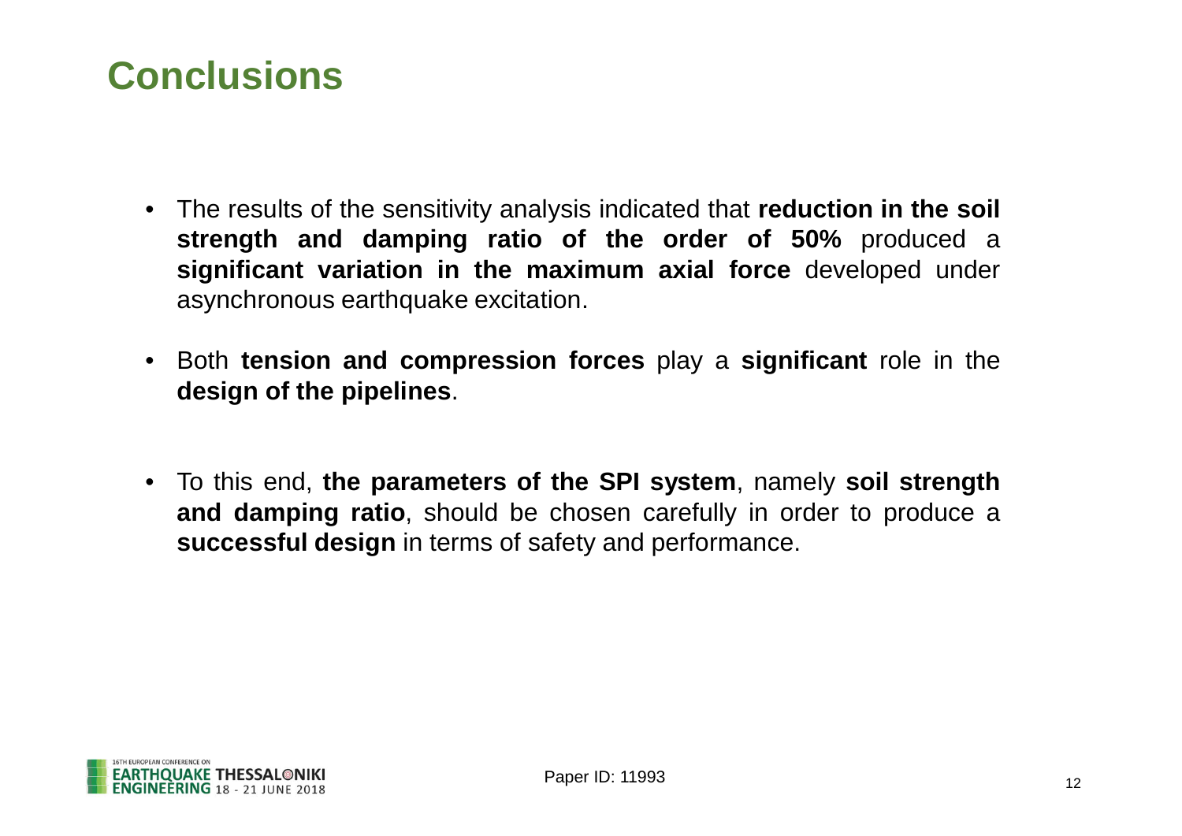# Conclusions

- The results of the sensitivity analysis indicated that **reduction in the soil strength and damping ratio of the order of 50%** produced a **significant variation in the maximum axial force** developed under asynchronous earthquake excitation.

- Both **tension and compression forces** play a **significant** role in the **design of the pipelines**.

- To this end, **the parameters of the SPI system**, namely **soil strength and damping ratio**, should be chosen carefully in order to produce a **successful design** in terms of safety and performance.

Paper ID: 11993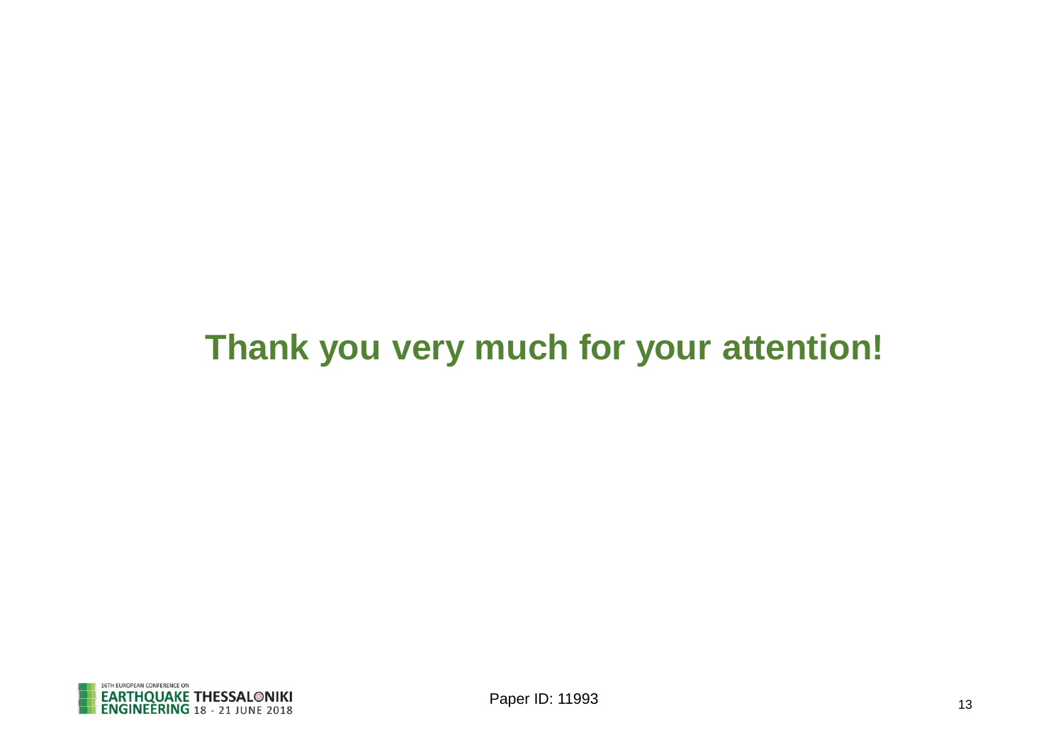# Thank you very much for your attention!

Paper ID: 11993